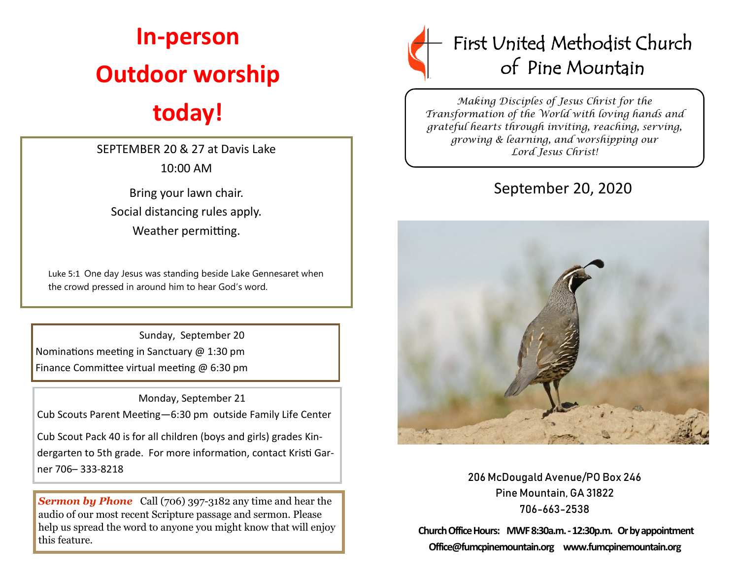# In-person Outdoor worship today!

SEPTEMBER 20 & 27 at Davis Lake

10:00 AM

Bring your lawn chair.

Social distancing rules apply.

Weather permitting.

Luke 5:1 One day Jesus was standing beside Lake Gennesaret when the crowd pressed in around him to hear God's word.

---

Sunday, September 20

Nominations meeting in Sanctuary @ 1:30 pm

Finance Committee virtual meeting @ 6:30 pm

---

Monday, September 21

Cub Scouts Parent Meeting—6:30 pm outside Family Life Center

Cub Scout Pack 40 is for all children (boys and girls) grades Kindergarten to 5th grade. For more information, contact Kristi Garner 706– 333-8218

---

***Sermon by Phone*** Call (706) 397-3182 any time and hear the audio of our most recent Scripture passage and sermon. Please help us spread the word to anyone you might know that will enjoy this feature.

---

# First United Methodist Church of Pine Mountain

*Making Disciples of Jesus Christ for the Transformation of the World with loving hands and grateful hearts through inviting, reaching, serving, growing & learning, and worshipping our Lord Jesus Christ!*

## September 20, 2020

206 McDougald Avenue/PO Box 246

Pine Mountain, GA 31822

706-663-2538

**Church Office Hours: MWF 8:30a.m. - 12:30p.m. Or by appointment**

**Office@fumcpinemountain.org www.fumcpinemountain.org**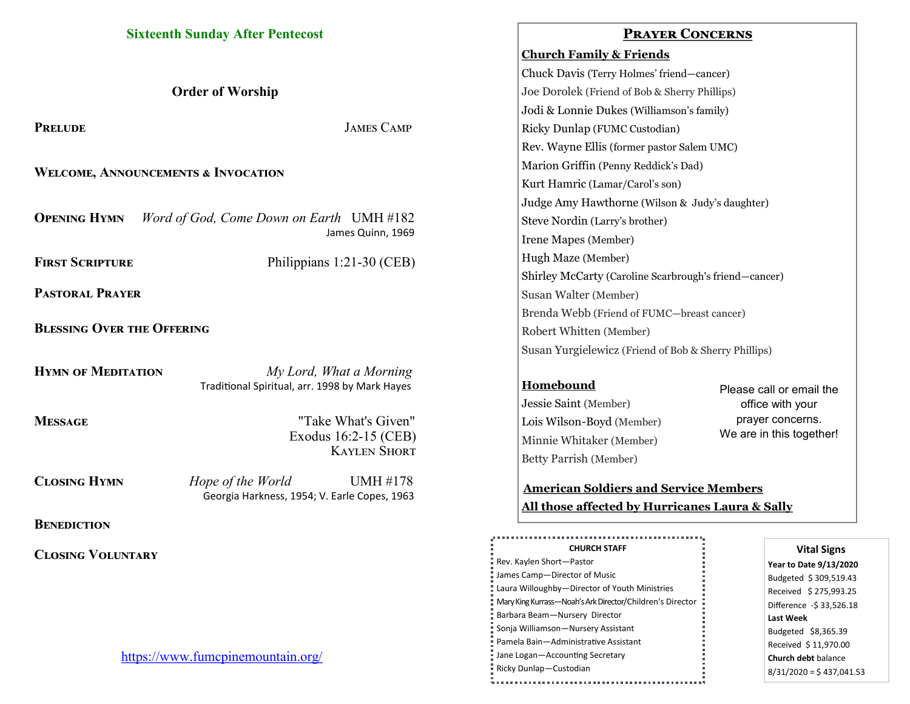## Sixteenth Sunday After Pentecost

### Order of Worship

**Prelude** — James Camp

**Welcome, Announcements & Invocation**

**Opening Hymn** — *Word of God, Come Down on Earth* UMH #182
James Quinn, 1969

**First Scripture** — Philippians 1:21-30 (CEB)

**Pastoral Prayer**

**Blessing Over the Offering**

**Hymn of Meditation** — *My Lord, What a Morning*
Traditional Spiritual, arr. 1998 by Mark Hayes

**Message** — "Take What's Given"
Exodus 16:2-15 (CEB)
Kaylen Short

**Closing Hymn** — *Hope of the World* UMH #178
Georgia Harkness, 1954; V. Earle Copes, 1963

**Benediction**

**Closing Voluntary**

https://www.fumcpinemountain.org/

## Prayer Concerns

**Church Family & Friends**

Chuck Davis (Terry Holmes' friend—cancer)
Joe Dorolek (Friend of Bob & Sherry Phillips)
Jodi & Lonnie Dukes (Williamson's family)
Ricky Dunlap (FUMC Custodian)
Rev. Wayne Ellis (former pastor Salem UMC)
Marion Griffin (Penny Reddick's Dad)
Kurt Hamric (Lamar/Carol's son)
Judge Amy Hawthorne (Wilson & Judy's daughter)
Steve Nordin (Larry's brother)
Irene Mapes (Member)
Hugh Maze (Member)
Shirley McCarty (Caroline Scarbrough's friend—cancer)
Susan Walter (Member)
Brenda Webb (Friend of FUMC—breast cancer)
Robert Whitten (Member)
Susan Yurgielewicz (Friend of Bob & Sherry Phillips)

**Homebound**

Jessie Saint (Member)
Lois Wilson-Boyd (Member)
Minnie Whitaker (Member)
Betty Parrish (Member)

Please call or email the office with your prayer concerns.
We are in this together!

**American Soldiers and Service Members**

**All those affected by Hurricanes Laura & Sally**

**CHURCH STAFF**

Rev. Kaylen Short—Pastor
James Camp—Director of Music
Laura Willoughby—Director of Youth Ministries
Mary King Kurrass—Noah's Ark Director/Children's Director
Barbara Beam—Nursery Director
Sonja Williamson—Nursery Assistant
Pamela Bain—Administrative Assistant
Jane Logan—Accounting Secretary
Ricky Dunlap—Custodian

**Vital Signs**

**Year to Date 9/13/2020**
Budgeted $ 309,519.43
Received $ 275,993.25
Difference -$ 33,526.18
**Last Week**
Budgeted $8,365.39
Received $ 11,970.00
**Church debt** balance
8/31/2020 = $ 437,041.53